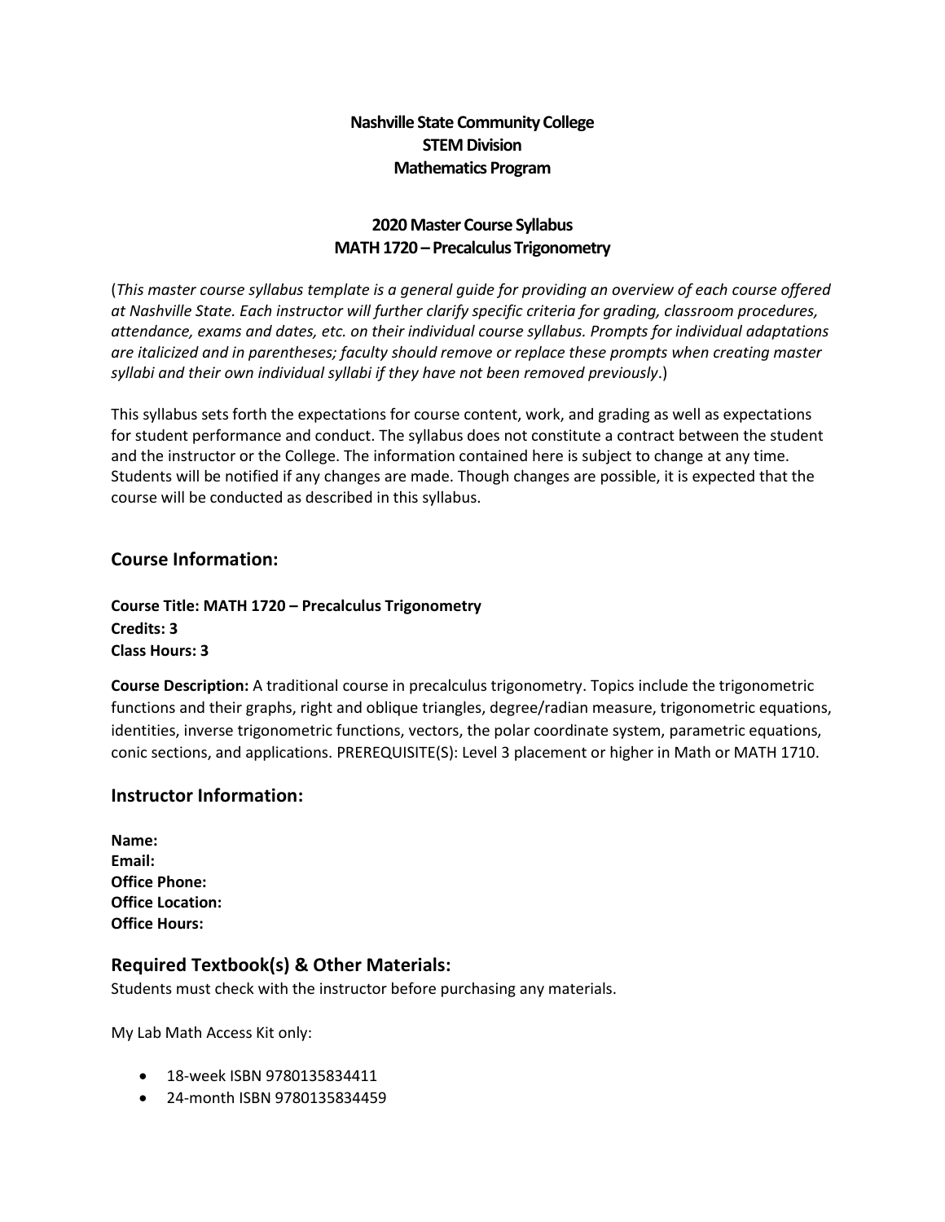**Nashville State Community College**
**STEM Division**
**Mathematics Program**

**2020 Master Course Syllabus**
**MATH 1720 – Precalculus Trigonometry**

(*This master course syllabus template is a general guide for providing an overview of each course offered at Nashville State. Each instructor will further clarify specific criteria for grading, classroom procedures, attendance, exams and dates, etc. on their individual course syllabus. Prompts for individual adaptations are italicized and in parentheses; faculty should remove or replace these prompts when creating master syllabi and their own individual syllabi if they have not been removed previously*.)

This syllabus sets forth the expectations for course content, work, and grading as well as expectations for student performance and conduct. The syllabus does not constitute a contract between the student and the instructor or the College. The information contained here is subject to change at any time. Students will be notified if any changes are made. Though changes are possible, it is expected that the course will be conducted as described in this syllabus.

## Course Information:

**Course Title: MATH 1720 – Precalculus Trigonometry**
**Credits: 3**
**Class Hours: 3**

**Course Description:** A traditional course in precalculus trigonometry. Topics include the trigonometric functions and their graphs, right and oblique triangles, degree/radian measure, trigonometric equations, identities, inverse trigonometric functions, vectors, the polar coordinate system, parametric equations, conic sections, and applications. PREREQUISITE(S): Level 3 placement or higher in Math or MATH 1710.

## Instructor Information:

**Name:**
**Email:**
**Office Phone:**
**Office Location:**
**Office Hours:**

## Required Textbook(s) & Other Materials:

Students must check with the instructor before purchasing any materials.

My Lab Math Access Kit only:

- 18-week ISBN 9780135834411
- 24-month ISBN 9780135834459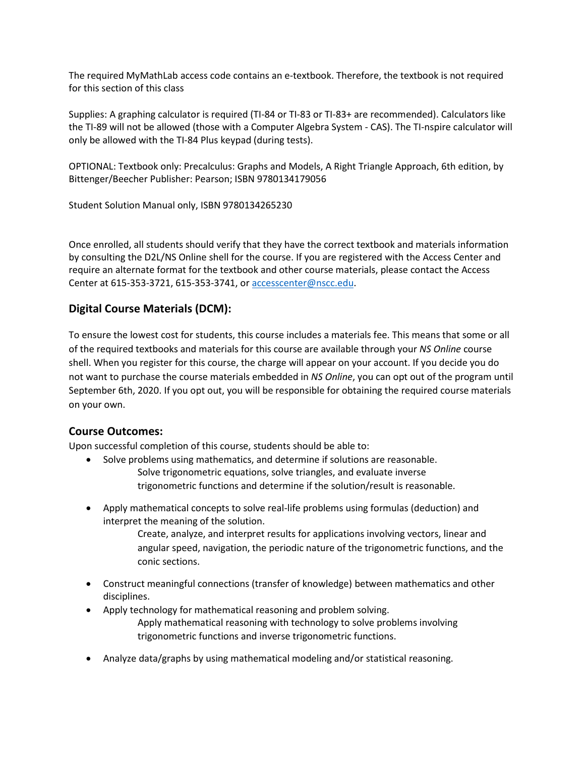The required MyMathLab access code contains an e-textbook. Therefore, the textbook is not required for this section of this class

Supplies: A graphing calculator is required (TI-84 or TI-83 or TI-83+ are recommended). Calculators like the TI-89 will not be allowed (those with a Computer Algebra System - CAS). The TI-nspire calculator will only be allowed with the TI-84 Plus keypad (during tests).

OPTIONAL: Textbook only: Precalculus: Graphs and Models, A Right Triangle Approach, 6th edition, by Bittenger/Beecher Publisher: Pearson; ISBN 9780134179056

Student Solution Manual only, ISBN 9780134265230

Once enrolled, all students should verify that they have the correct textbook and materials information by consulting the D2L/NS Online shell for the course. If you are registered with the Access Center and require an alternate format for the textbook and other course materials, please contact the Access Center at 615-353-3721, 615-353-3741, or accesscenter@nscc.edu.

## Digital Course Materials (DCM):

To ensure the lowest cost for students, this course includes a materials fee. This means that some or all of the required textbooks and materials for this course are available through your *NS Online* course shell. When you register for this course, the charge will appear on your account. If you decide you do not want to purchase the course materials embedded in *NS Online*, you can opt out of the program until September 6th, 2020. If you opt out, you will be responsible for obtaining the required course materials on your own.

## Course Outcomes:

Upon successful completion of this course, students should be able to:

- Solve problems using mathematics, and determine if solutions are reasonable.
  - Solve trigonometric equations, solve triangles, and evaluate inverse trigonometric functions and determine if the solution/result is reasonable.
- Apply mathematical concepts to solve real-life problems using formulas (deduction) and interpret the meaning of the solution.
  - Create, analyze, and interpret results for applications involving vectors, linear and angular speed, navigation, the periodic nature of the trigonometric functions, and the conic sections.
- Construct meaningful connections (transfer of knowledge) between mathematics and other disciplines.
- Apply technology for mathematical reasoning and problem solving.
  - Apply mathematical reasoning with technology to solve problems involving trigonometric functions and inverse trigonometric functions.
- Analyze data/graphs by using mathematical modeling and/or statistical reasoning.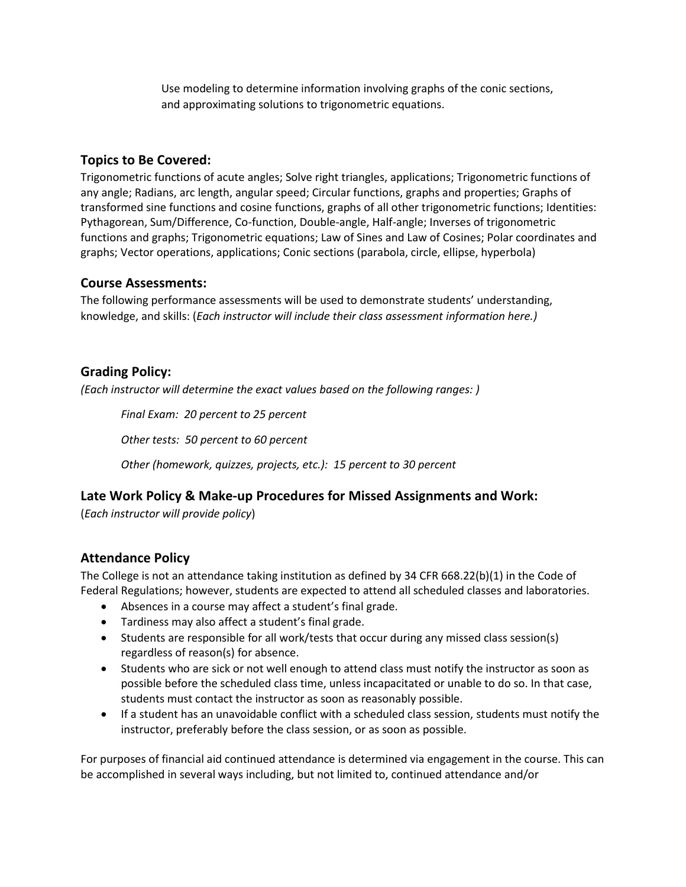Use modeling to determine information involving graphs of the conic sections, and approximating solutions to trigonometric equations.

## Topics to Be Covered:

Trigonometric functions of acute angles; Solve right triangles, applications; Trigonometric functions of any angle; Radians, arc length, angular speed; Circular functions, graphs and properties; Graphs of transformed sine functions and cosine functions, graphs of all other trigonometric functions; Identities: Pythagorean, Sum/Difference, Co-function, Double-angle, Half-angle; Inverses of trigonometric functions and graphs; Trigonometric equations; Law of Sines and Law of Cosines; Polar coordinates and graphs; Vector operations, applications; Conic sections (parabola, circle, ellipse, hyperbola)

## Course Assessments:

The following performance assessments will be used to demonstrate students' understanding, knowledge, and skills: (*Each instructor will include their class assessment information here.)*

## Grading Policy:

*(Each instructor will determine the exact values based on the following ranges: )*

*Final Exam: 20 percent to 25 percent*

*Other tests: 50 percent to 60 percent*

*Other (homework, quizzes, projects, etc.): 15 percent to 30 percent*

## Late Work Policy & Make-up Procedures for Missed Assignments and Work:

(*Each instructor will provide policy*)

## Attendance Policy

The College is not an attendance taking institution as defined by 34 CFR 668.22(b)(1) in the Code of Federal Regulations; however, students are expected to attend all scheduled classes and laboratories.

- Absences in a course may affect a student's final grade.
- Tardiness may also affect a student's final grade.
- Students are responsible for all work/tests that occur during any missed class session(s) regardless of reason(s) for absence.
- Students who are sick or not well enough to attend class must notify the instructor as soon as possible before the scheduled class time, unless incapacitated or unable to do so. In that case, students must contact the instructor as soon as reasonably possible.
- If a student has an unavoidable conflict with a scheduled class session, students must notify the instructor, preferably before the class session, or as soon as possible.

For purposes of financial aid continued attendance is determined via engagement in the course. This can be accomplished in several ways including, but not limited to, continued attendance and/or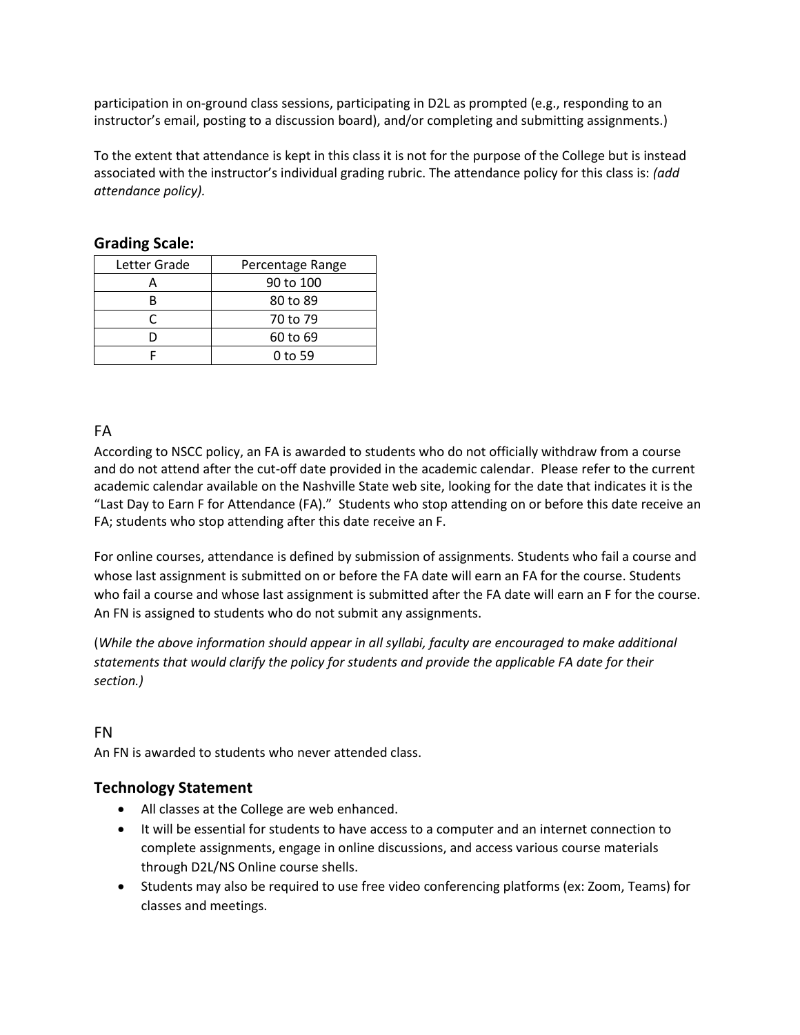participation in on-ground class sessions, participating in D2L as prompted (e.g., responding to an instructor's email, posting to a discussion board), and/or completing and submitting assignments.)

To the extent that attendance is kept in this class it is not for the purpose of the College but is instead associated with the instructor's individual grading rubric. The attendance policy for this class is: *(add attendance policy).*

## Grading Scale:

| Letter Grade | Percentage Range |
|---|---|
| A | 90 to 100 |
| B | 80 to 89 |
| C | 70 to 79 |
| D | 60 to 69 |
| F | 0 to 59 |

### FA

According to NSCC policy, an FA is awarded to students who do not officially withdraw from a course and do not attend after the cut-off date provided in the academic calendar. Please refer to the current academic calendar available on the Nashville State web site, looking for the date that indicates it is the "Last Day to Earn F for Attendance (FA)." Students who stop attending on or before this date receive an FA; students who stop attending after this date receive an F.

For online courses, attendance is defined by submission of assignments. Students who fail a course and whose last assignment is submitted on or before the FA date will earn an FA for the course. Students who fail a course and whose last assignment is submitted after the FA date will earn an F for the course. An FN is assigned to students who do not submit any assignments.

(*While the above information should appear in all syllabi, faculty are encouraged to make additional statements that would clarify the policy for students and provide the applicable FA date for their section.)*

### FN

An FN is awarded to students who never attended class.

## Technology Statement

- All classes at the College are web enhanced.
- It will be essential for students to have access to a computer and an internet connection to complete assignments, engage in online discussions, and access various course materials through D2L/NS Online course shells.
- Students may also be required to use free video conferencing platforms (ex: Zoom, Teams) for classes and meetings.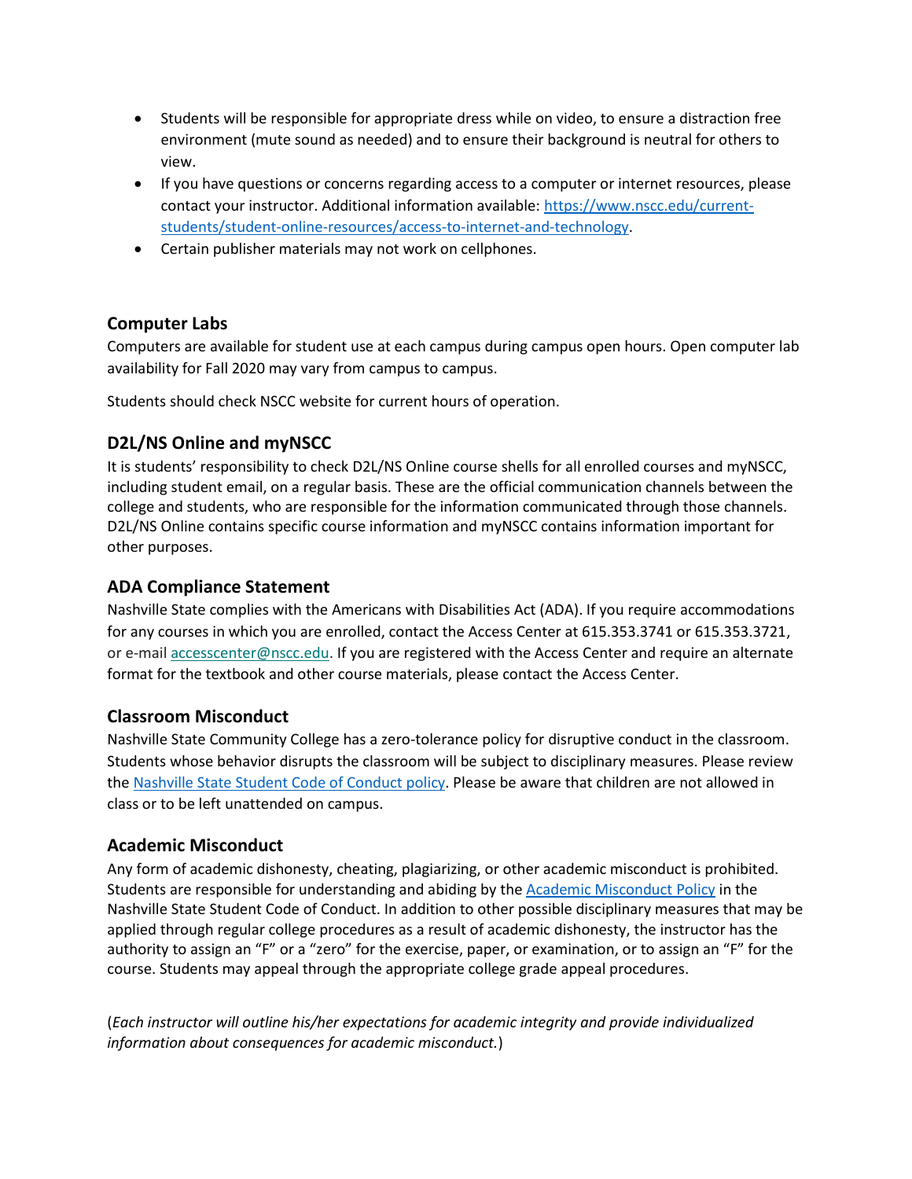- Students will be responsible for appropriate dress while on video, to ensure a distraction free environment (mute sound as needed) and to ensure their background is neutral for others to view.
- If you have questions or concerns regarding access to a computer or internet resources, please contact your instructor. Additional information available: [https://www.nscc.edu/current-students/student-online-resources/access-to-internet-and-technology](https://www.nscc.edu/current-students/student-online-resources/access-to-internet-and-technology).
- Certain publisher materials may not work on cellphones.

## Computer Labs

Computers are available for student use at each campus during campus open hours. Open computer lab availability for Fall 2020 may vary from campus to campus.

Students should check NSCC website for current hours of operation.

## D2L/NS Online and myNSCC

It is students' responsibility to check D2L/NS Online course shells for all enrolled courses and myNSCC, including student email, on a regular basis. These are the official communication channels between the college and students, who are responsible for the information communicated through those channels. D2L/NS Online contains specific course information and myNSCC contains information important for other purposes.

## ADA Compliance Statement

Nashville State complies with the Americans with Disabilities Act (ADA). If you require accommodations for any courses in which you are enrolled, contact the Access Center at 615.353.3741 or 615.353.3721, or e-mail [accesscenter@nscc.edu](mailto:accesscenter@nscc.edu). If you are registered with the Access Center and require an alternate format for the textbook and other course materials, please contact the Access Center.

## Classroom Misconduct

Nashville State Community College has a zero-tolerance policy for disruptive conduct in the classroom. Students whose behavior disrupts the classroom will be subject to disciplinary measures. Please review the Nashville State Student Code of Conduct policy. Please be aware that children are not allowed in class or to be left unattended on campus.

## Academic Misconduct

Any form of academic dishonesty, cheating, plagiarizing, or other academic misconduct is prohibited. Students are responsible for understanding and abiding by the Academic Misconduct Policy in the Nashville State Student Code of Conduct. In addition to other possible disciplinary measures that may be applied through regular college procedures as a result of academic dishonesty, the instructor has the authority to assign an "F" or a "zero" for the exercise, paper, or examination, or to assign an "F" for the course. Students may appeal through the appropriate college grade appeal procedures.

(*Each instructor will outline his/her expectations for academic integrity and provide individualized information about consequences for academic misconduct.*)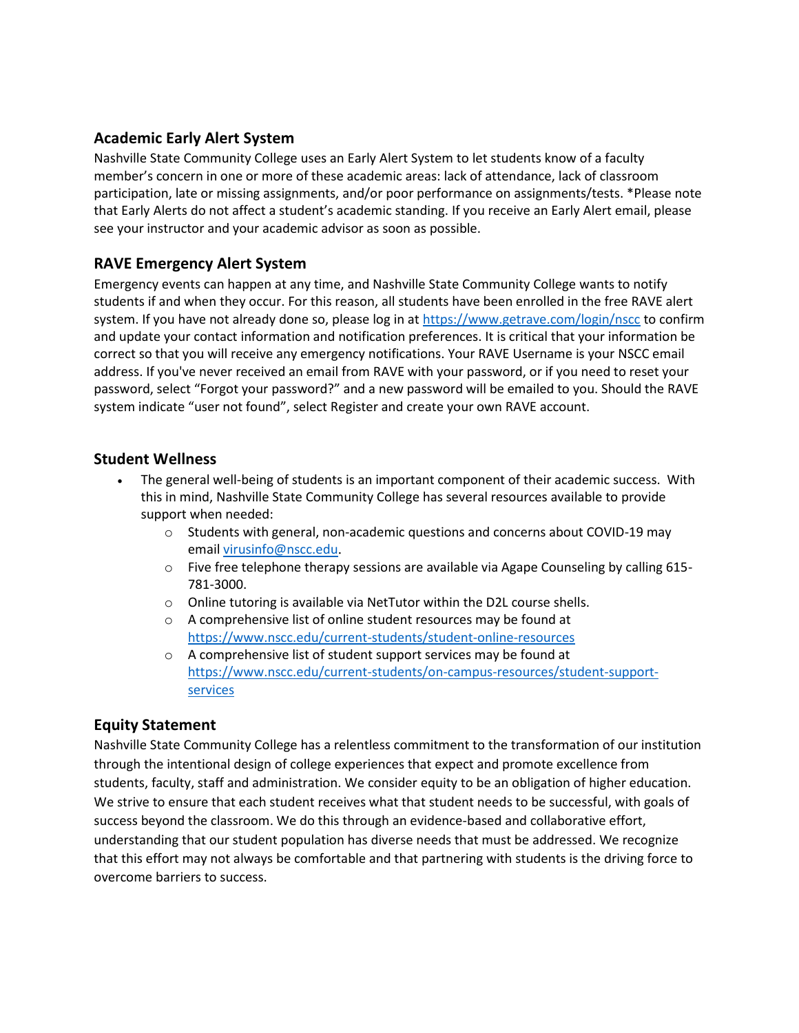## Academic Early Alert System

Nashville State Community College uses an Early Alert System to let students know of a faculty member's concern in one or more of these academic areas: lack of attendance, lack of classroom participation, late or missing assignments, and/or poor performance on assignments/tests. *Please note that Early Alerts do not affect a student's academic standing. If you receive an Early Alert email, please see your instructor and your academic advisor as soon as possible.

## RAVE Emergency Alert System

Emergency events can happen at any time, and Nashville State Community College wants to notify students if and when they occur. For this reason, all students have been enrolled in the free RAVE alert system. If you have not already done so, please log in at https://www.getrave.com/login/nscc to confirm and update your contact information and notification preferences. It is critical that your information be correct so that you will receive any emergency notifications. Your RAVE Username is your NSCC email address. If you've never received an email from RAVE with your password, or if you need to reset your password, select "Forgot your password?" and a new password will be emailed to you. Should the RAVE system indicate "user not found", select Register and create your own RAVE account.

## Student Wellness

- The general well-being of students is an important component of their academic success. With this in mind, Nashville State Community College has several resources available to provide support when needed:
  - Students with general, non-academic questions and concerns about COVID-19 may email virusinfo@nscc.edu.
  - Five free telephone therapy sessions are available via Agape Counseling by calling 615-781-3000.
  - Online tutoring is available via NetTutor within the D2L course shells.
  - A comprehensive list of online student resources may be found at https://www.nscc.edu/current-students/student-online-resources
  - A comprehensive list of student support services may be found at https://www.nscc.edu/current-students/on-campus-resources/student-support-services

## Equity Statement

Nashville State Community College has a relentless commitment to the transformation of our institution through the intentional design of college experiences that expect and promote excellence from students, faculty, staff and administration. We consider equity to be an obligation of higher education. We strive to ensure that each student receives what that student needs to be successful, with goals of success beyond the classroom. We do this through an evidence-based and collaborative effort, understanding that our student population has diverse needs that must be addressed. We recognize that this effort may not always be comfortable and that partnering with students is the driving force to overcome barriers to success.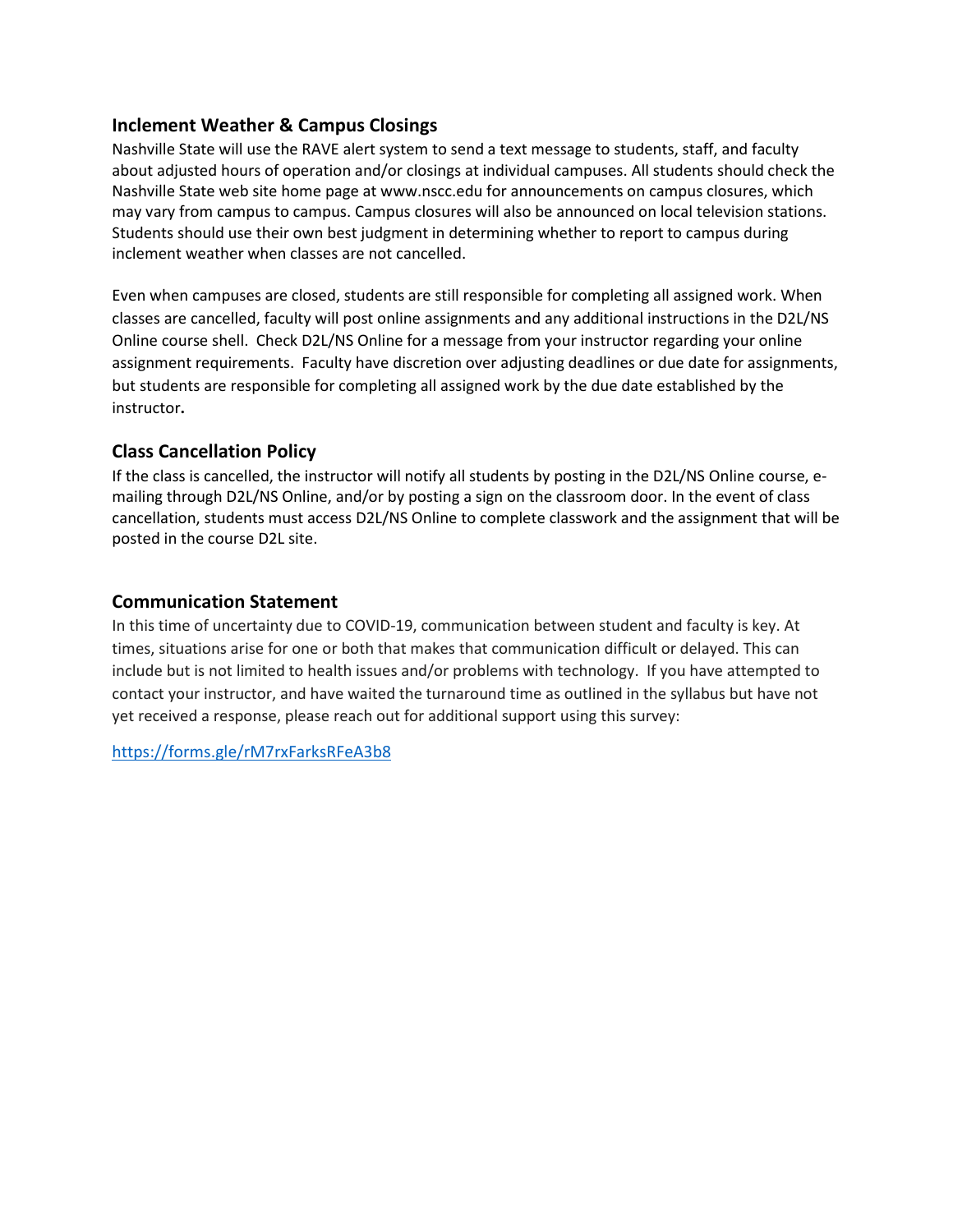## Inclement Weather & Campus Closings

Nashville State will use the RAVE alert system to send a text message to students, staff, and faculty about adjusted hours of operation and/or closings at individual campuses. All students should check the Nashville State web site home page at www.nscc.edu for announcements on campus closures, which may vary from campus to campus. Campus closures will also be announced on local television stations. Students should use their own best judgment in determining whether to report to campus during inclement weather when classes are not cancelled.

Even when campuses are closed, students are still responsible for completing all assigned work. When classes are cancelled, faculty will post online assignments and any additional instructions in the D2L/NS Online course shell. Check D2L/NS Online for a message from your instructor regarding your online assignment requirements. Faculty have discretion over adjusting deadlines or due date for assignments, but students are responsible for completing all assigned work by the due date established by the instructor.

## Class Cancellation Policy

If the class is cancelled, the instructor will notify all students by posting in the D2L/NS Online course, e-mailing through D2L/NS Online, and/or by posting a sign on the classroom door. In the event of class cancellation, students must access D2L/NS Online to complete classwork and the assignment that will be posted in the course D2L site.

## Communication Statement

In this time of uncertainty due to COVID-19, communication between student and faculty is key. At times, situations arise for one or both that makes that communication difficult or delayed. This can include but is not limited to health issues and/or problems with technology. If you have attempted to contact your instructor, and have waited the turnaround time as outlined in the syllabus but have not yet received a response, please reach out for additional support using this survey:

https://forms.gle/rM7rxFarksRFeA3b8